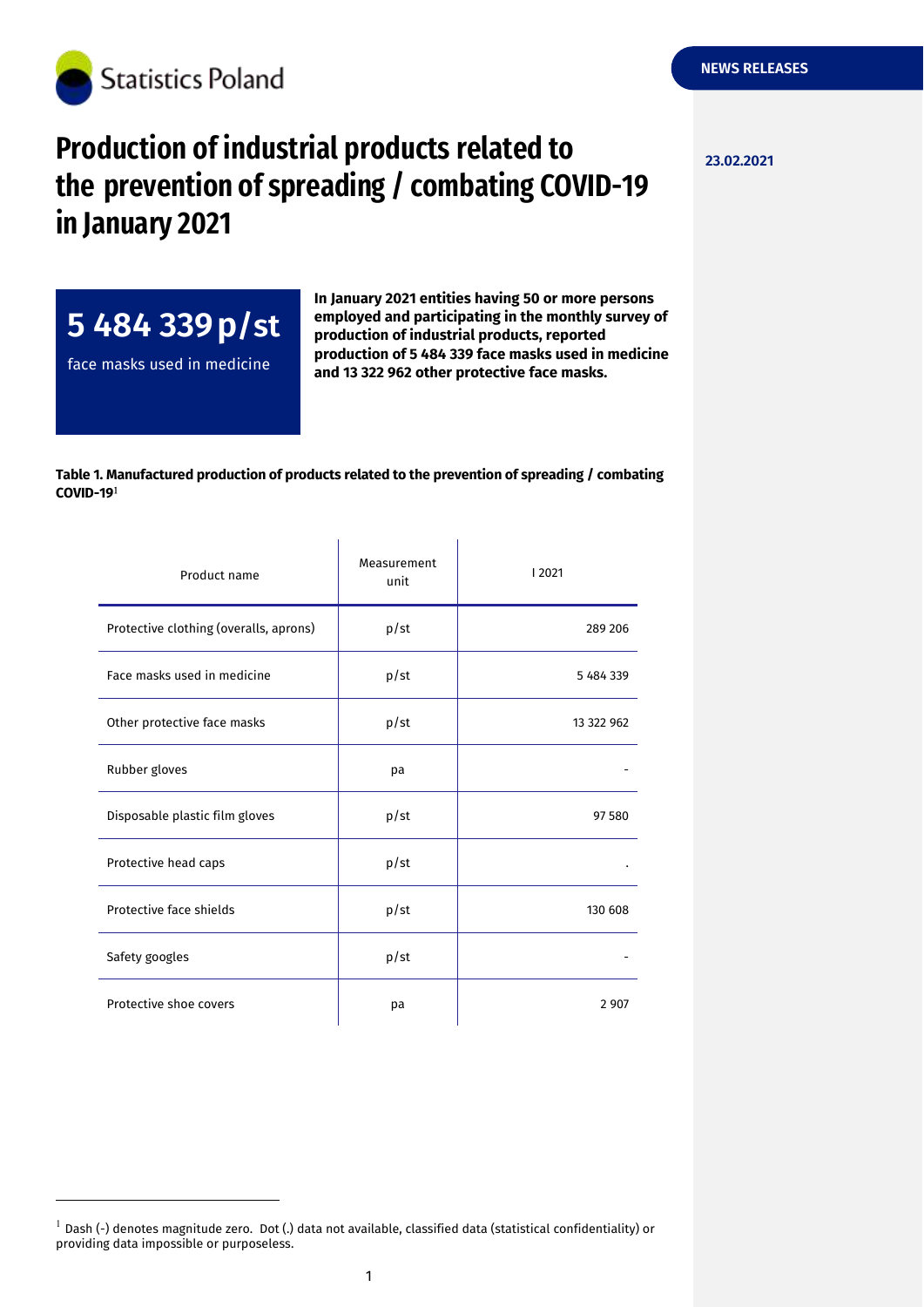Statistics Poland

NEWS RELEASES

23.02.2021

# Production of industrial products related to the prevention of spreading / combating COVID-19 in January 2021

**5 484 339 p/st**

face masks used in medicine

**In January 2021 entities having 50 or more persons employed and participating in the monthly survey of production of industrial products, reported production of 5 484 339 face masks used in medicine and 13 322 962 other protective face masks.**

**Table 1. Manufactured production of products related to the prevention of spreading / combating COVID-19**[1]

| Product name | Measurement unit | I 2021 |
|---|---|---|
| Protective clothing (overalls, aprons) | p/st | 289 206 |
| Face masks used in medicine | p/st | 5 484 339 |
| Other protective face masks | p/st | 13 322 962 |
| Rubber gloves | pa | - |
| Disposable plastic film gloves | p/st | 97 580 |
| Protective head caps | p/st | . |
| Protective face shields | p/st | 130 608 |
| Safety googles | p/st | - |
| Protective shoe covers | pa | 2 907 |

[1] Dash (-) denotes magnitude zero. Dot (.) data not available, classified data (statistical confidentiality) or providing data impossible or purposeless.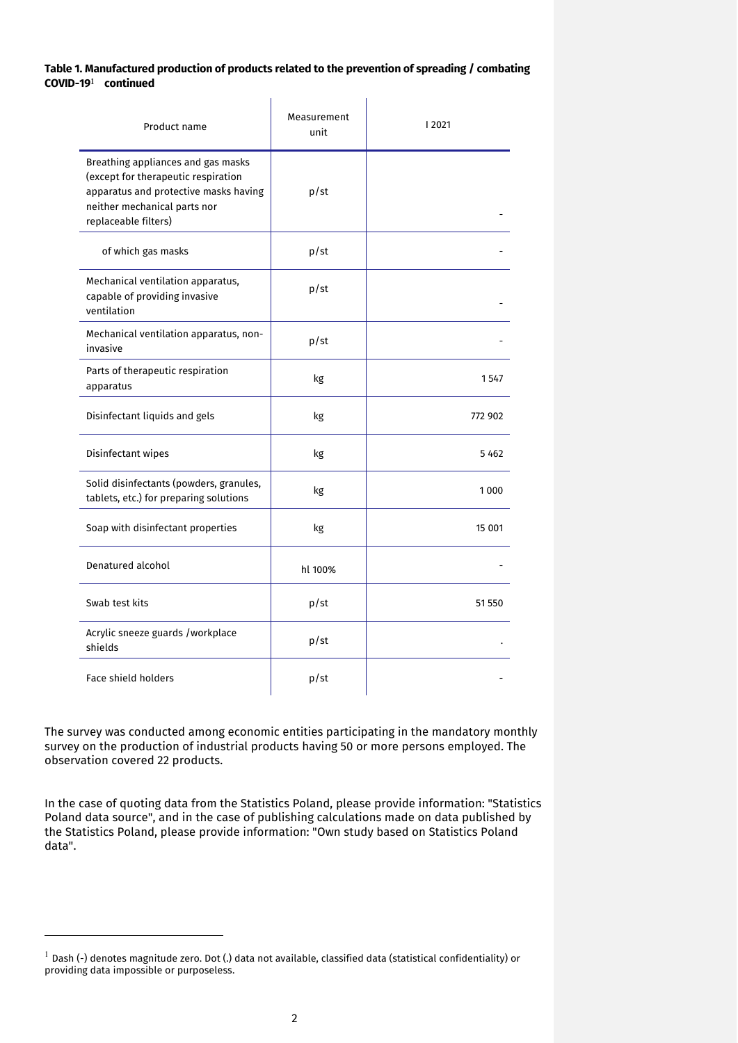**Table 1. Manufactured production of products related to the prevention of spreading / combating COVID-19[1] continued**

| Product name | Measurement unit | I 2021 |
|---|---|---|
| Breathing appliances and gas masks (except for therapeutic respiration apparatus and protective masks having neither mechanical parts nor replaceable filters) | p/st | - |
| of which gas masks | p/st | - |
| Mechanical ventilation apparatus, capable of providing invasive ventilation | p/st | - |
| Mechanical ventilation apparatus, non-invasive | p/st | - |
| Parts of therapeutic respiration apparatus | kg | 1 547 |
| Disinfectant liquids and gels | kg | 772 902 |
| Disinfectant wipes | kg | 5 462 |
| Solid disinfectants (powders, granules, tablets, etc.) for preparing solutions | kg | 1 000 |
| Soap with disinfectant properties | kg | 15 001 |
| Denatured alcohol | hl 100% | - |
| Swab test kits | p/st | 51 550 |
| Acrylic sneeze guards /workplace shields | p/st | . |
| Face shield holders | p/st | - |

The survey was conducted among economic entities participating in the mandatory monthly survey on the production of industrial products having 50 or more persons employed. The observation covered 22 products.

In the case of quoting data from the Statistics Poland, please provide information: "Statistics Poland data source", and in the case of publishing calculations made on data published by the Statistics Poland, please provide information: "Own study based on Statistics Poland data".

[1] Dash (-) denotes magnitude zero. Dot (.) data not available, classified data (statistical confidentiality) or providing data impossible or purposeless.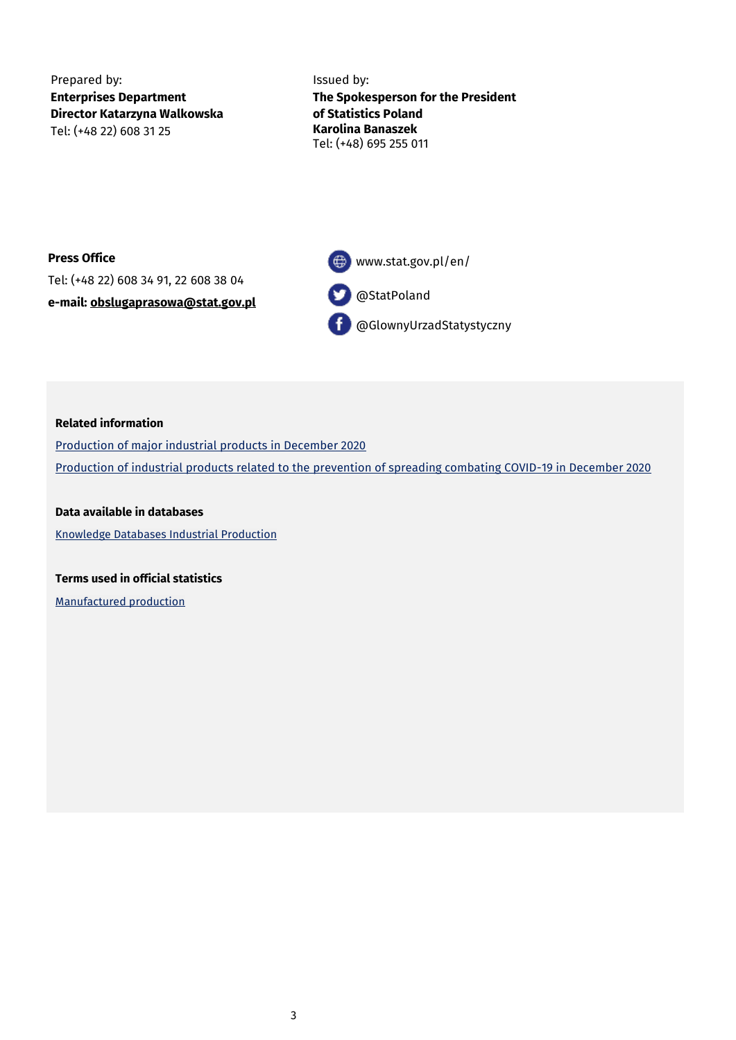Prepared by:
**Enterprises Department**
**Director Katarzyna Walkowska**
Tel: (+48 22) 608 31 25

Issued by:
**The Spokesperson for the President of Statistics Poland**
**Karolina Banaszek**
Tel: (+48) 695 255 011

**Press Office**

Tel: (+48 22) 608 34 91, 22 608 38 04

**e-mail: obslugaprasowa@stat.gov.pl**

www.stat.gov.pl/en/

@StatPoland

@GlownyUrzadStatystyczny

**Related information**

Production of major industrial products in December 2020

Production of industrial products related to the prevention of spreading combating COVID-19 in December 2020

**Data available in databases**

Knowledge Databases Industrial Production

**Terms used in official statistics**

Manufactured production